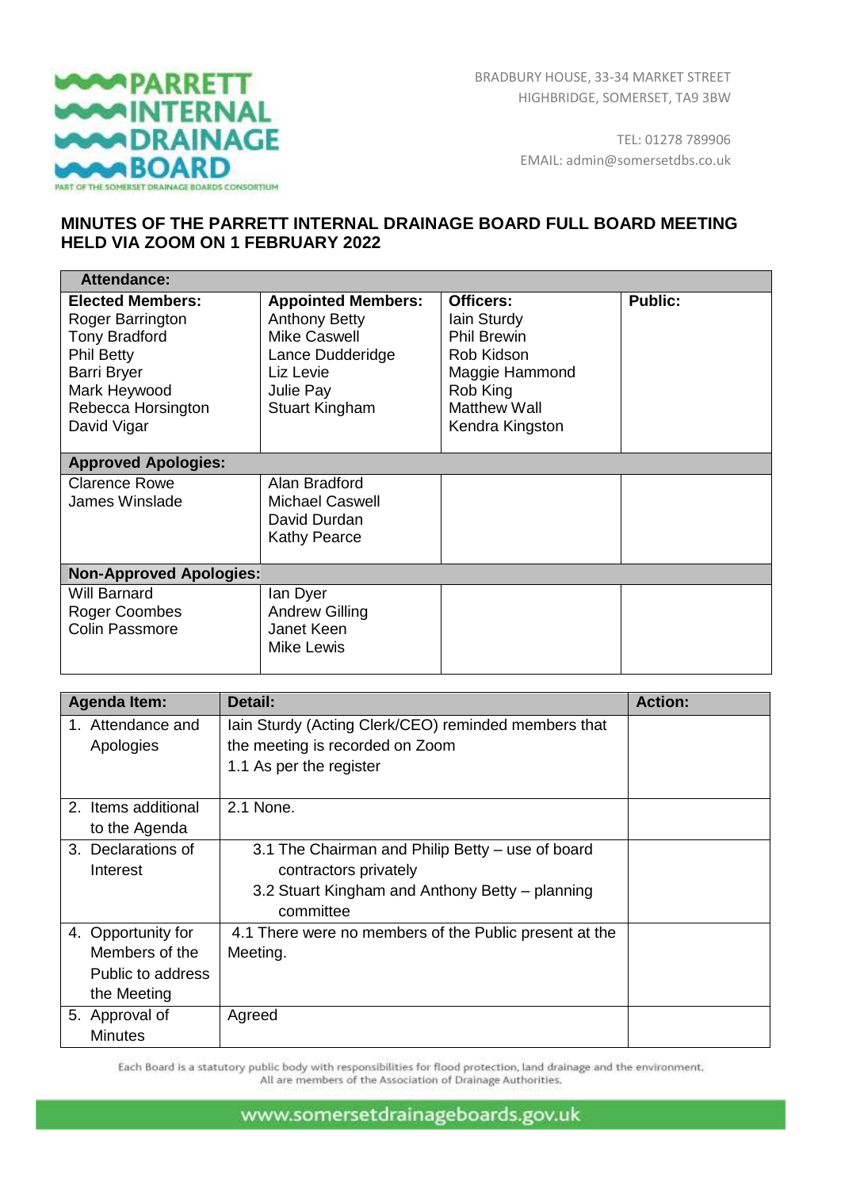PARRETT INTERNAL DRAINAGE BOARD
PART OF THE SOMERSET DRAINAGE BOARDS CONSORTIUM

BRADBURY HOUSE, 33-34 MARKET STREET
HIGHBRIDGE, SOMERSET, TA9 3BW

TEL: 01278 789906
EMAIL: admin@somersetdbs.co.uk

## MINUTES OF THE PARRETT INTERNAL DRAINAGE BOARD FULL BOARD MEETING HELD VIA ZOOM ON 1 FEBRUARY 2022

| **Attendance:** | | | |
|---|---|---|---|
| **Elected Members:**<br>Roger Barrington<br>Tony Bradford<br>Phil Betty<br>Barri Bryer<br>Mark Heywood<br>Rebecca Horsington<br>David Vigar | **Appointed Members:**<br>Anthony Betty<br>Mike Caswell<br>Lance Dudderidge<br>Liz Levie<br>Julie Pay<br>Stuart Kingham | **Officers:**<br>Iain Sturdy<br>Phil Brewin<br>Rob Kidson<br>Maggie Hammond<br>Rob King<br>Matthew Wall<br>Kendra Kingston | **Public:** |
| **Approved Apologies:** | | | |
| Clarence Rowe<br>James Winslade | Alan Bradford<br>Michael Caswell<br>David Durdan<br>Kathy Pearce | | |
| **Non-Approved Apologies:** | | | |
| Will Barnard<br>Roger Coombes<br>Colin Passmore | Ian Dyer<br>Andrew Gilling<br>Janet Keen<br>Mike Lewis | | |

| Agenda Item: | Detail: | Action: |
|---|---|---|
| 1. Attendance and Apologies | Iain Sturdy (Acting Clerk/CEO) reminded members that the meeting is recorded on Zoom<br>1.1 As per the register | |
| 2. Items additional to the Agenda | 2.1 None. | |
| 3. Declarations of Interest | 3.1 The Chairman and Philip Betty – use of board contractors privately<br>3.2 Stuart Kingham and Anthony Betty – planning committee | |
| 4. Opportunity for Members of the Public to address the Meeting | 4.1 There were no members of the Public present at the Meeting. | |
| 5. Approval of Minutes | Agreed | |

Each Board is a statutory public body with responsibilities for flood protection, land drainage and the environment. All are members of the Association of Drainage Authorities.

www.somersetdrainageboards.gov.uk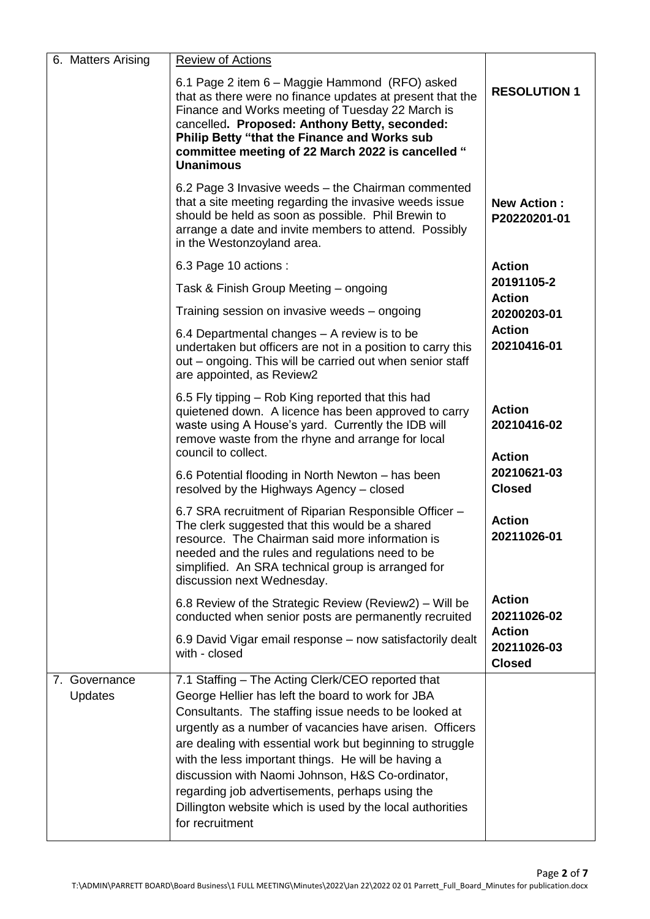| | | |
|---|---|---|
| 6. Matters Arising | <u>Review of Actions</u><br><br>6.1 Page 2 item 6 – Maggie Hammond (RFO) asked that as there were no finance updates at present that the Finance and Works meeting of Tuesday 22 March is cancelled**. Proposed: Anthony Betty, seconded: Philip Betty "that the Finance and Works sub committee meeting of 22 March 2022 is cancelled " Unanimous** | **RESOLUTION 1** |
| | 6.2 Page 3 Invasive weeds – the Chairman commented that a site meeting regarding the invasive weeds issue should be held as soon as possible. Phil Brewin to arrange a date and invite members to attend. Possibly in the Westonzoyland area. | **New Action : P20220201-01** |
| | 6.3 Page 10 actions :<br><br>Task & Finish Group Meeting – ongoing<br><br>Training session on invasive weeds – ongoing<br><br>6.4 Departmental changes – A review is to be undertaken but officers are not in a position to carry this out – ongoing. This will be carried out when senior staff are appointed, as Review2 | **Action 20191105-2**<br>**Action 20200203-01**<br>**Action 20210416-01** |
| | 6.5 Fly tipping – Rob King reported that this had quietened down. A licence has been approved to carry waste using A House's yard. Currently the IDB will remove waste from the rhyne and arrange for local council to collect.<br><br>6.6 Potential flooding in North Newton – has been resolved by the Highways Agency – closed | **Action 20210416-02**<br><br>**Action 20210621-03 Closed** |
| | 6.7 SRA recruitment of Riparian Responsible Officer – The clerk suggested that this would be a shared resource. The Chairman said more information is needed and the rules and regulations need to be simplified. An SRA technical group is arranged for discussion next Wednesday. | **Action 20211026-01** |
| | 6.8 Review of the Strategic Review (Review2) – Will be conducted when senior posts are permanently recruited<br><br>6.9 David Vigar email response – now satisfactorily dealt with - closed | **Action 20211026-02**<br>**Action 20211026-03 Closed** |
| 7. Governance Updates | 7.1 Staffing – The Acting Clerk/CEO reported that George Hellier has left the board to work for JBA Consultants. The staffing issue needs to be looked at urgently as a number of vacancies have arisen. Officers are dealing with essential work but beginning to struggle with the less important things. He will be having a discussion with Naomi Johnson, H&S Co-ordinator, regarding job advertisements, perhaps using the Dillington website which is used by the local authorities for recruitment | |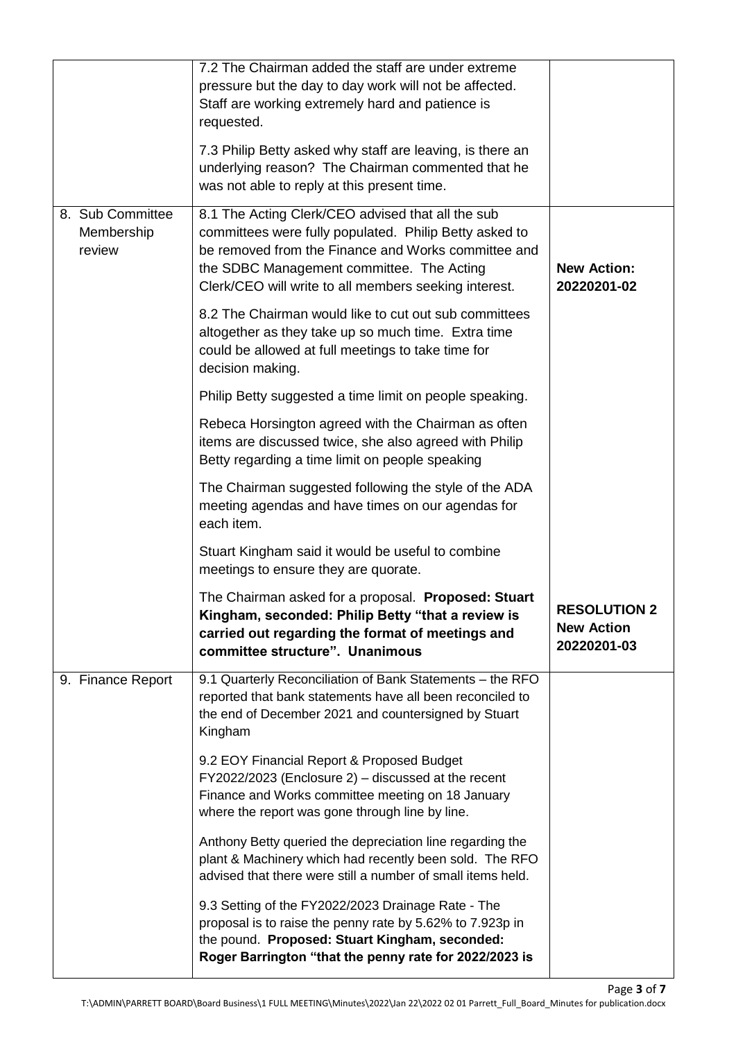| | | |
|---|---|---|
| | 7.2 The Chairman added the staff are under extreme pressure but the day to day work will not be affected. Staff are working extremely hard and patience is requested.<br><br>7.3 Philip Betty asked why staff are leaving, is there an underlying reason? The Chairman commented that he was not able to reply at this present time. | |
| 8. Sub Committee Membership review | 8.1 The Acting Clerk/CEO advised that all the sub committees were fully populated. Philip Betty asked to be removed from the Finance and Works committee and the SDBC Management committee. The Acting Clerk/CEO will write to all members seeking interest.<br><br>8.2 The Chairman would like to cut out sub committees altogether as they take up so much time. Extra time could be allowed at full meetings to take time for decision making.<br><br>Philip Betty suggested a time limit on people speaking.<br><br>Rebeca Horsington agreed with the Chairman as often items are discussed twice, she also agreed with Philip Betty regarding a time limit on people speaking<br><br>The Chairman suggested following the style of the ADA meeting agendas and have times on our agendas for each item.<br><br>Stuart Kingham said it would be useful to combine meetings to ensure they are quorate.<br><br>The Chairman asked for a proposal. **Proposed: Stuart Kingham, seconded: Philip Betty "that a review is carried out regarding the format of meetings and committee structure". Unanimous** | **New Action: 20220201-02**<br><br>**RESOLUTION 2**<br>**New Action 20220201-03** |
| 9. Finance Report | 9.1 Quarterly Reconciliation of Bank Statements – the RFO reported that bank statements have all been reconciled to the end of December 2021 and countersigned by Stuart Kingham<br><br>9.2 EOY Financial Report & Proposed Budget FY2022/2023 (Enclosure 2) – discussed at the recent Finance and Works committee meeting on 18 January where the report was gone through line by line.<br><br>Anthony Betty queried the depreciation line regarding the plant & Machinery which had recently been sold. The RFO advised that there were still a number of small items held.<br><br>9.3 Setting of the FY2022/2023 Drainage Rate - The proposal is to raise the penny rate by 5.62% to 7.923p in the pound. **Proposed: Stuart Kingham, seconded: Roger Barrington "that the penny rate for 2022/2023 is** | |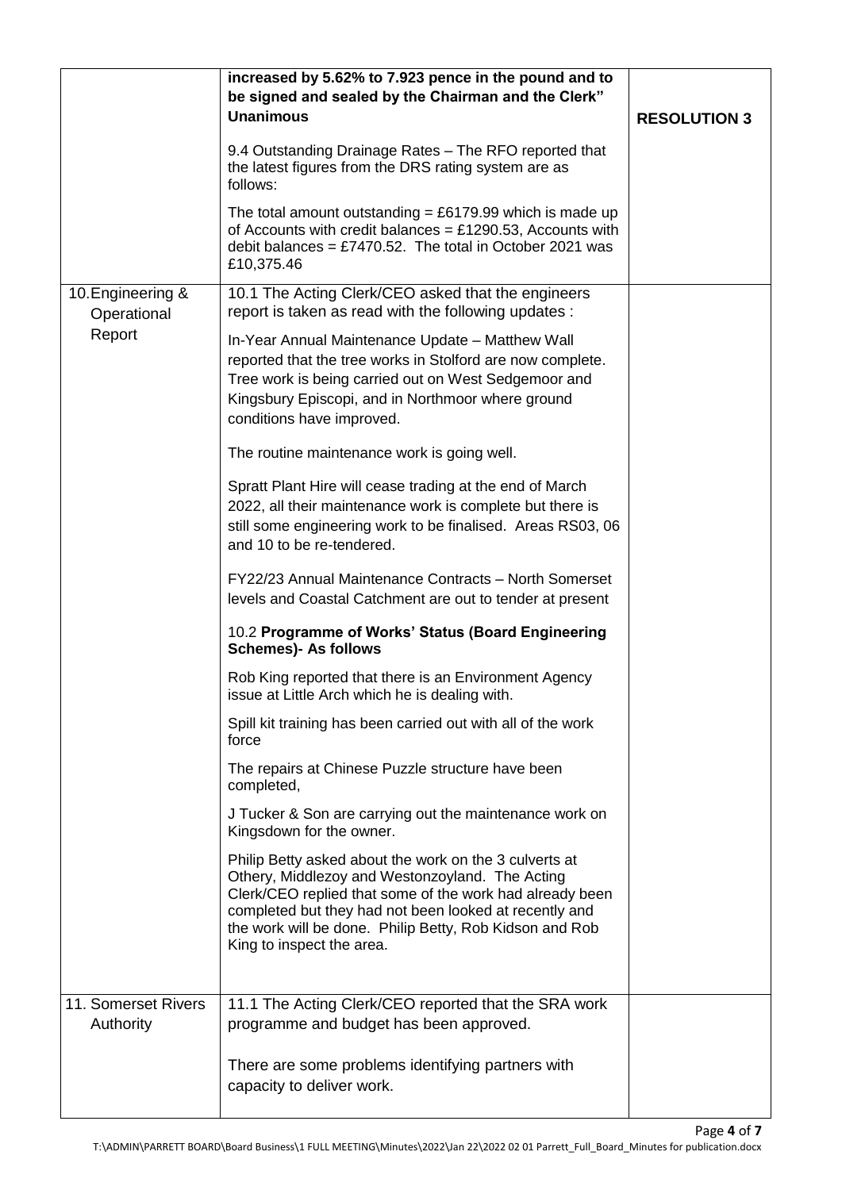| | | |
|---|---|---|
| | **increased by 5.62% to 7.923 pence in the pound and to be signed and sealed by the Chairman and the Clerk" Unanimous**<br><br>9.4 Outstanding Drainage Rates – The RFO reported that the latest figures from the DRS rating system are as follows:<br><br>The total amount outstanding = £6179.99 which is made up of Accounts with credit balances = £1290.53, Accounts with debit balances = £7470.52. The total in October 2021 was £10,375.46 | **RESOLUTION 3** |
| 10. Engineering & Operational Report | 10.1 The Acting Clerk/CEO asked that the engineers report is taken as read with the following updates :<br><br>In-Year Annual Maintenance Update – Matthew Wall reported that the tree works in Stolford are now complete. Tree work is being carried out on West Sedgemoor and Kingsbury Episcopi, and in Northmoor where ground conditions have improved.<br><br>The routine maintenance work is going well.<br><br>Spratt Plant Hire will cease trading at the end of March 2022, all their maintenance work is complete but there is still some engineering work to be finalised. Areas RS03, 06 and 10 to be re-tendered.<br><br>FY22/23 Annual Maintenance Contracts – North Somerset levels and Coastal Catchment are out to tender at present<br><br>10.2 **Programme of Works' Status (Board Engineering Schemes)- As follows**<br><br>Rob King reported that there is an Environment Agency issue at Little Arch which he is dealing with.<br><br>Spill kit training has been carried out with all of the work force<br><br>The repairs at Chinese Puzzle structure have been completed,<br><br>J Tucker & Son are carrying out the maintenance work on Kingsdown for the owner.<br><br>Philip Betty asked about the work on the 3 culverts at Othery, Middlezoy and Westonzoyland. The Acting Clerk/CEO replied that some of the work had already been completed but they had not been looked at recently and the work will be done. Philip Betty, Rob Kidson and Rob King to inspect the area. | |
| 11. Somerset Rivers Authority | 11.1 The Acting Clerk/CEO reported that the SRA work programme and budget has been approved.<br><br>There are some problems identifying partners with capacity to deliver work. | |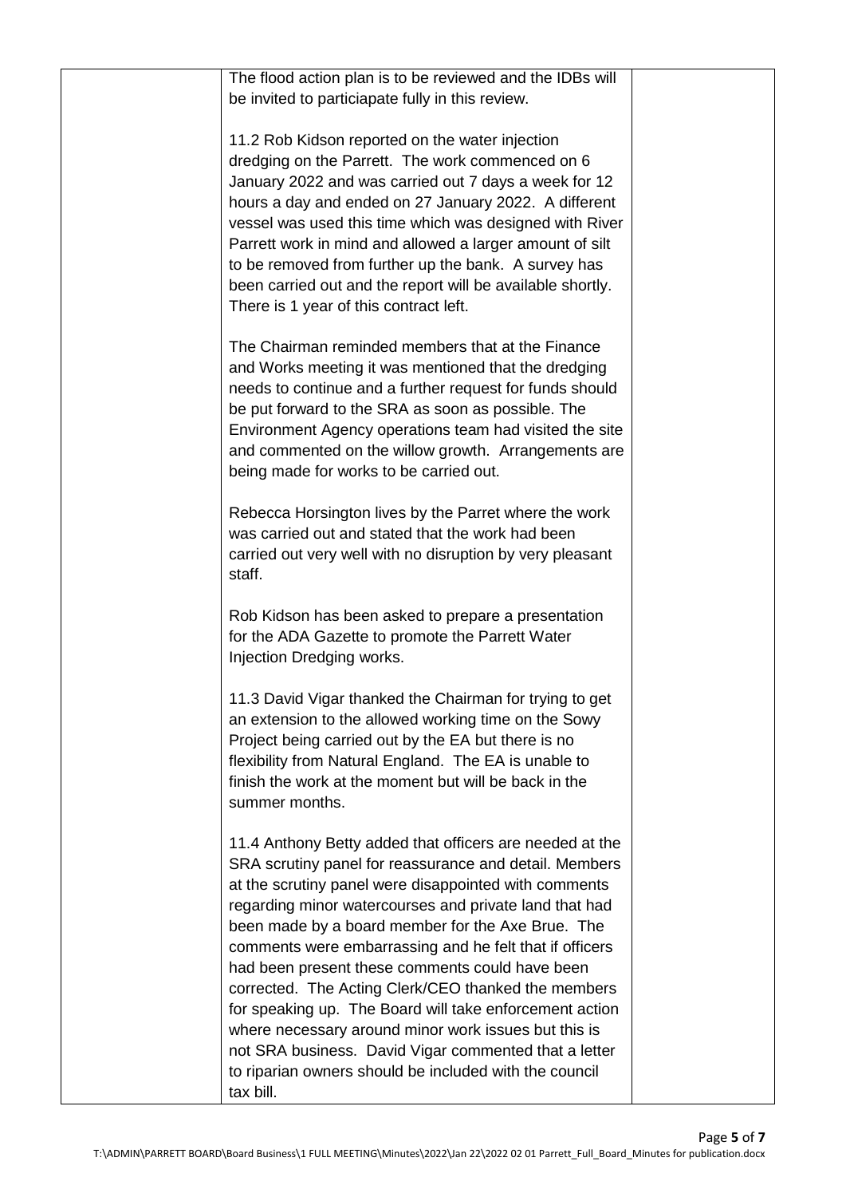| | | |
|---|---|---|
| | The flood action plan is to be reviewed and the IDBs will be invited to particiapate fully in this review.<br><br>11.2 Rob Kidson reported on the water injection dredging on the Parrett. The work commenced on 6 January 2022 and was carried out 7 days a week for 12 hours a day and ended on 27 January 2022. A different vessel was used this time which was designed with River Parrett work in mind and allowed a larger amount of silt to be removed from further up the bank. A survey has been carried out and the report will be available shortly. There is 1 year of this contract left.<br><br>The Chairman reminded members that at the Finance and Works meeting it was mentioned that the dredging needs to continue and a further request for funds should be put forward to the SRA as soon as possible. The Environment Agency operations team had visited the site and commented on the willow growth. Arrangements are being made for works to be carried out.<br><br>Rebecca Horsington lives by the Parret where the work was carried out and stated that the work had been carried out very well with no disruption by very pleasant staff.<br><br>Rob Kidson has been asked to prepare a presentation for the ADA Gazette to promote the Parrett Water Injection Dredging works.<br><br>11.3 David Vigar thanked the Chairman for trying to get an extension to the allowed working time on the Sowy Project being carried out by the EA but there is no flexibility from Natural England. The EA is unable to finish the work at the moment but will be back in the summer months.<br><br>11.4 Anthony Betty added that officers are needed at the SRA scrutiny panel for reassurance and detail. Members at the scrutiny panel were disappointed with comments regarding minor watercourses and private land that had been made by a board member for the Axe Brue. The comments were embarrassing and he felt that if officers had been present these comments could have been corrected. The Acting Clerk/CEO thanked the members for speaking up. The Board will take enforcement action where necessary around minor work issues but this is not SRA business. David Vigar commented that a letter to riparian owners should be included with the council tax bill. | |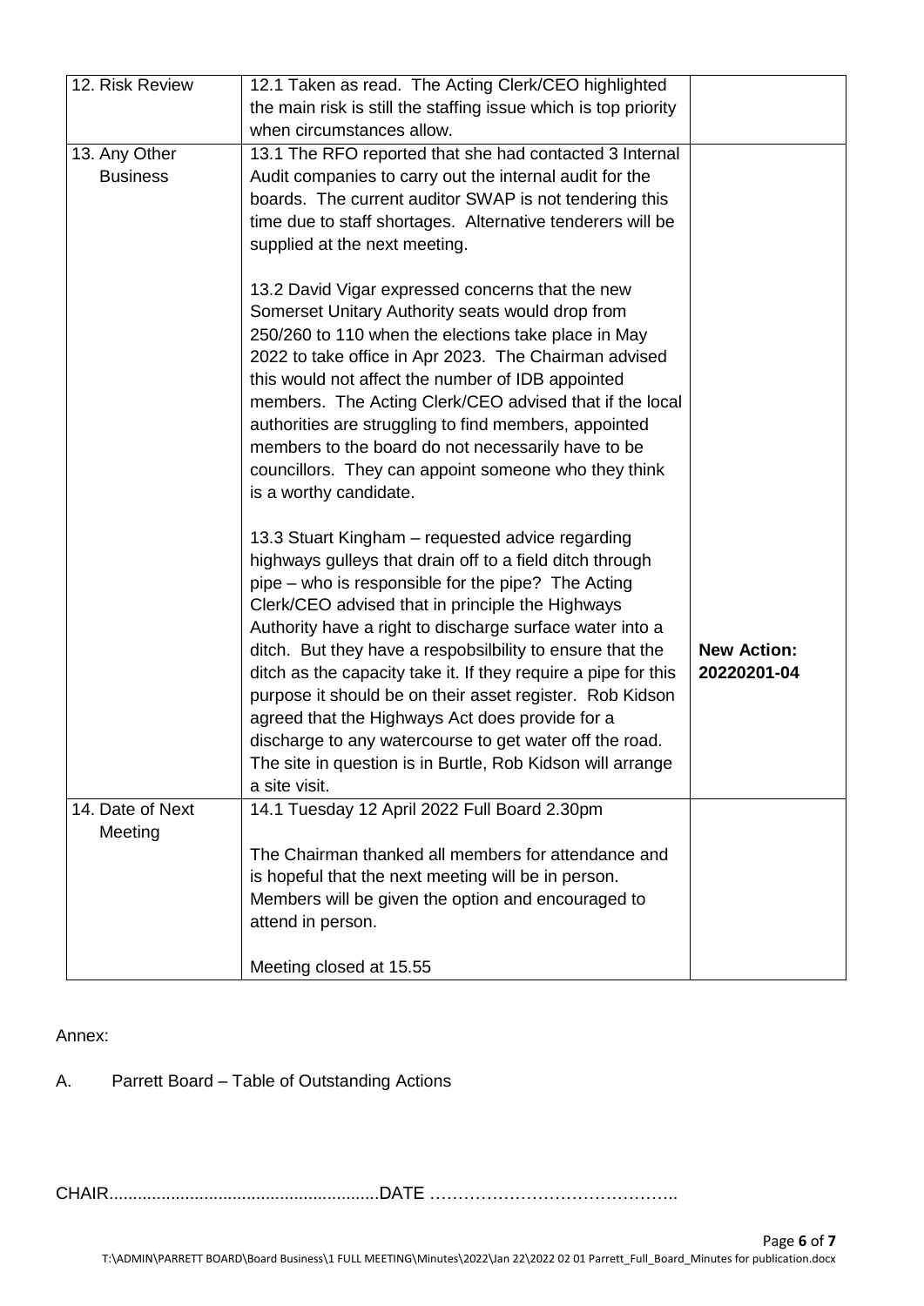| | | |
|---|---|---|
| 12. Risk Review | 12.1 Taken as read. The Acting Clerk/CEO highlighted the main risk is still the staffing issue which is top priority when circumstances allow. | |
| 13. Any Other Business | 13.1 The RFO reported that she had contacted 3 Internal Audit companies to carry out the internal audit for the boards. The current auditor SWAP is not tendering this time due to staff shortages. Alternative tenderers will be supplied at the next meeting.<br><br>13.2 David Vigar expressed concerns that the new Somerset Unitary Authority seats would drop from 250/260 to 110 when the elections take place in May 2022 to take office in Apr 2023. The Chairman advised this would not affect the number of IDB appointed members. The Acting Clerk/CEO advised that if the local authorities are struggling to find members, appointed members to the board do not necessarily have to be councillors. They can appoint someone who they think is a worthy candidate.<br><br>13.3 Stuart Kingham – requested advice regarding highways gulleys that drain off to a field ditch through pipe – who is responsible for the pipe? The Acting Clerk/CEO advised that in principle the Highways Authority have a right to discharge surface water into a ditch. But they have a respobsilbility to ensure that the ditch as the capacity take it. If they require a pipe for this purpose it should be on their asset register. Rob Kidson agreed that the Highways Act does provide for a discharge to any watercourse to get water off the road. The site in question is in Burtle, Rob Kidson will arrange a site visit. | **New Action: 20220201-04** |
| 14. Date of Next Meeting | 14.1 Tuesday 12 April 2022 Full Board 2.30pm<br><br>The Chairman thanked all members for attendance and is hopeful that the next meeting will be in person. Members will be given the option and encouraged to attend in person.<br><br>Meeting closed at 15.55 | |

Annex:

A. Parrett Board – Table of Outstanding Actions

CHAIR.........................................................DATE ……………………………………..

T:\ADMIN\PARRETT BOARD\Board Business\1 FULL MEETING\Minutes\2022\Jan 22\2022 02 01 Parrett_Full_Board_Minutes for publication.docx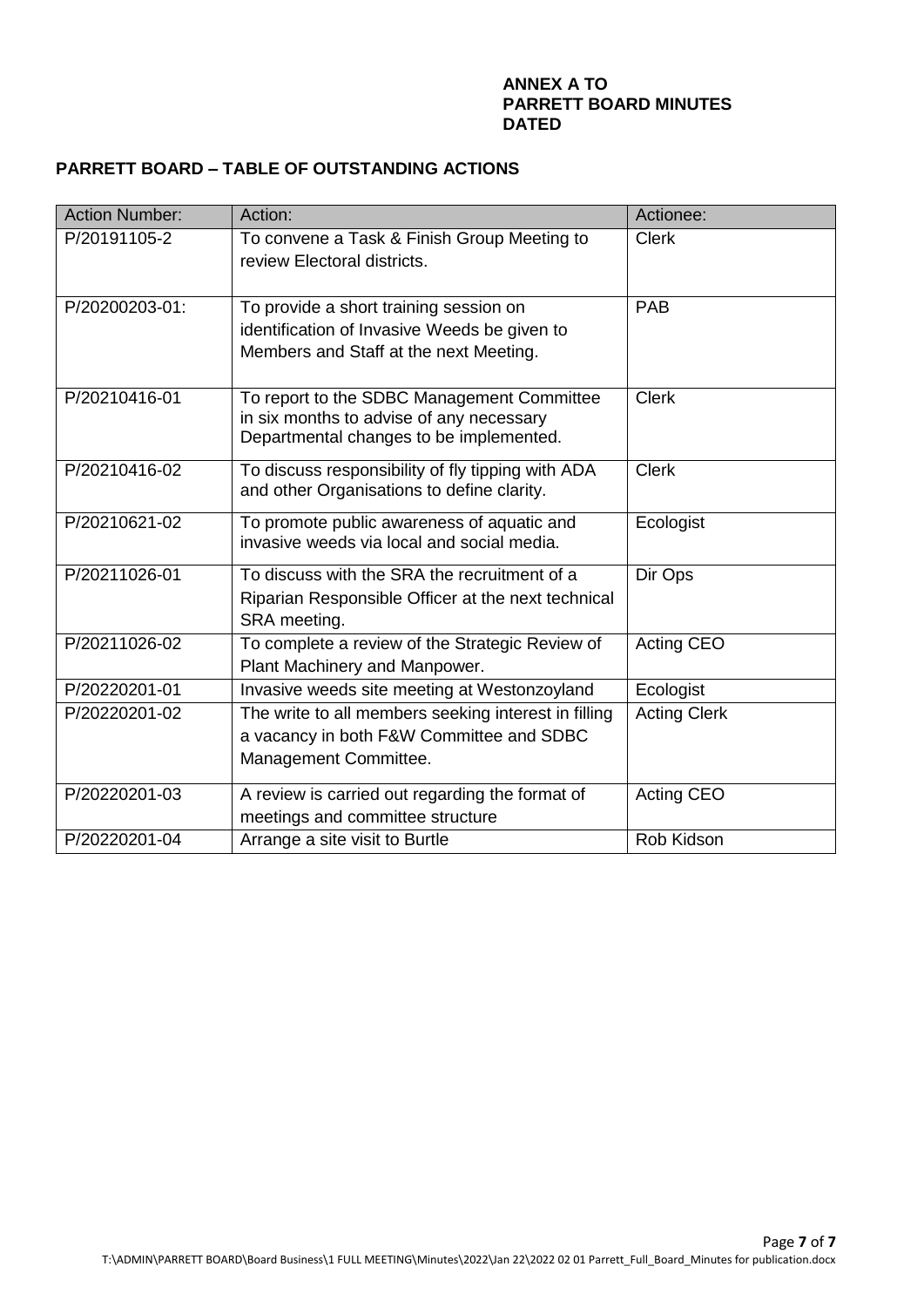**ANNEX A TO PARRETT BOARD MINUTES DATED**

**PARRETT BOARD – TABLE OF OUTSTANDING ACTIONS**

| Action Number: | Action: | Actionee: |
|---|---|---|
| P/20191105-2 | To convene a Task & Finish Group Meeting to review Electoral districts. | Clerk |
| P/20200203-01: | To provide a short training session on identification of Invasive Weeds be given to Members and Staff at the next Meeting. | PAB |
| P/20210416-01 | To report to the SDBC Management Committee in six months to advise of any necessary Departmental changes to be implemented. | Clerk |
| P/20210416-02 | To discuss responsibility of fly tipping with ADA and other Organisations to define clarity. | Clerk |
| P/20210621-02 | To promote public awareness of aquatic and invasive weeds via local and social media. | Ecologist |
| P/20211026-01 | To discuss with the SRA the recruitment of a Riparian Responsible Officer at the next technical SRA meeting. | Dir Ops |
| P/20211026-02 | To complete a review of the Strategic Review of Plant Machinery and Manpower. | Acting CEO |
| P/20220201-01 | Invasive weeds site meeting at Westonzoyland | Ecologist |
| P/20220201-02 | The write to all members seeking interest in filling a vacancy in both F&W Committee and SDBC Management Committee. | Acting Clerk |
| P/20220201-03 | A review is carried out regarding the format of meetings and committee structure | Acting CEO |
| P/20220201-04 | Arrange a site visit to Burtle | Rob Kidson |